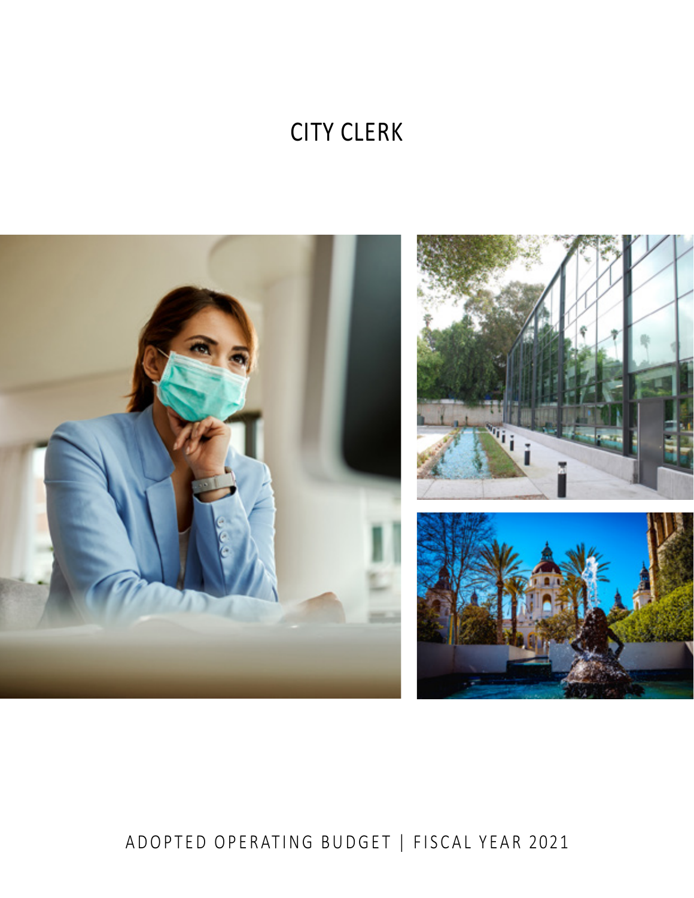# CITY CLERK

ADOPTED OPERATING BUDGET | FISCAL YEAR 2021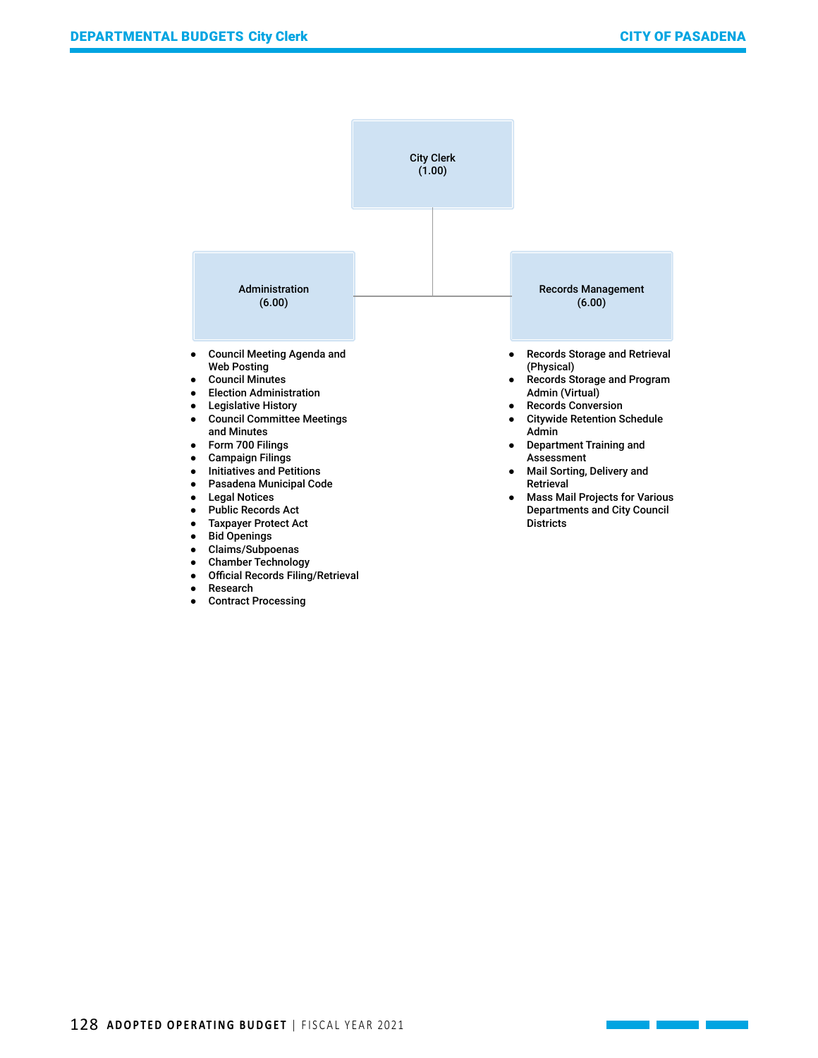City Clerk
(1.00)

**Administration (6.00)**

- Council Meeting Agenda and Web Posting
- Council Minutes
- Election Administration
- Legislative History
- Council Committee Meetings and Minutes
- Form 700 Filings
- Campaign Filings
- Initiatives and Petitions
- Pasadena Municipal Code
- Legal Notices
- Public Records Act
- Taxpayer Protect Act
- Bid Openings
- Claims/Subpoenas
- Chamber Technology
- Official Records Filing/Retrieval
- Research
- Contract Processing

**Records Management (6.00)**

- Records Storage and Retrieval (Physical)
- Records Storage and Program Admin (Virtual)
- Records Conversion
- Citywide Retention Schedule Admin
- Department Training and Assessment
- Mail Sorting, Delivery and Retrieval
- Mass Mail Projects for Various Departments and City Council Districts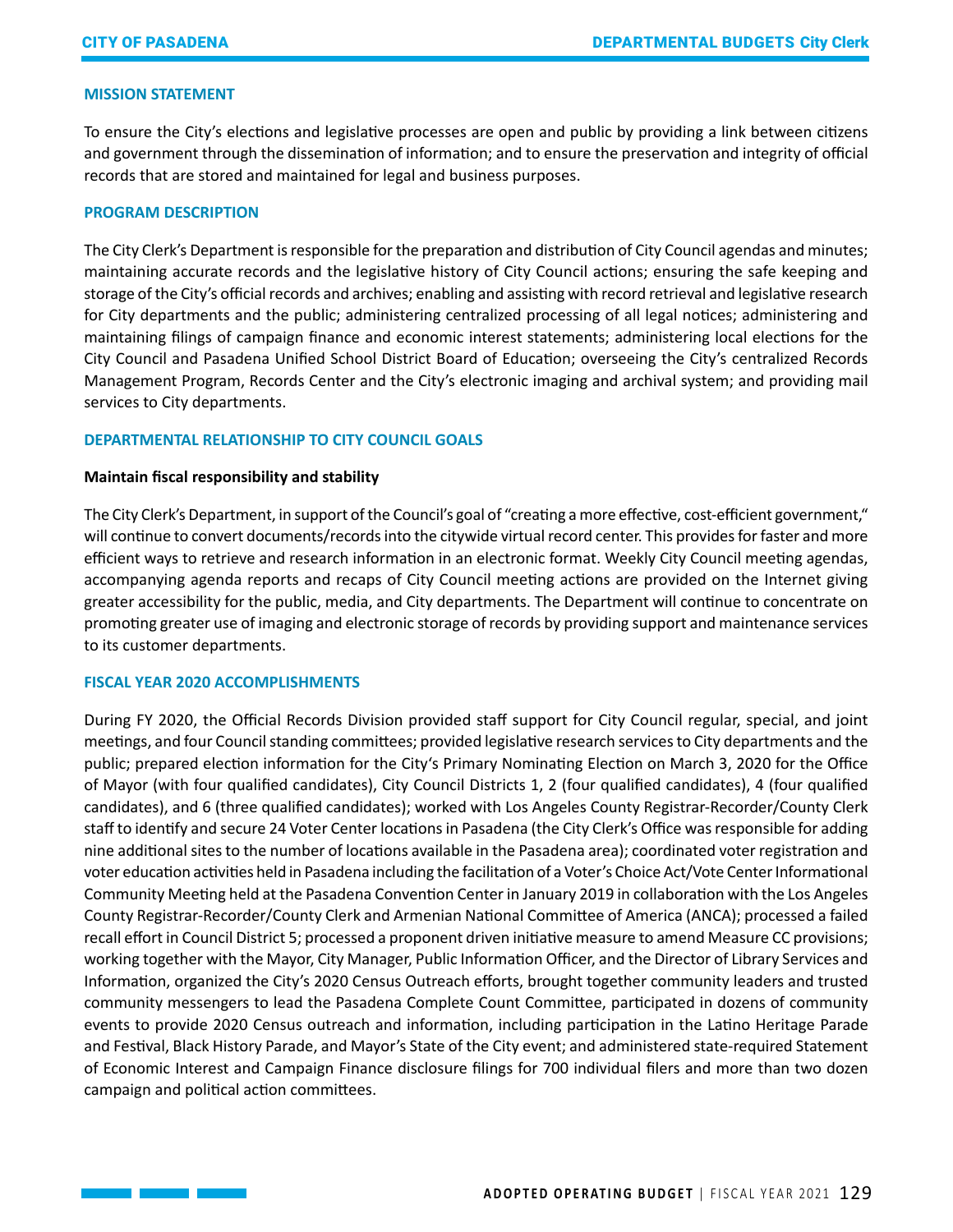## MISSION STATEMENT

To ensure the City's elections and legislative processes are open and public by providing a link between citizens and government through the dissemination of information; and to ensure the preservation and integrity of official records that are stored and maintained for legal and business purposes.

## PROGRAM DESCRIPTION

The City Clerk's Department is responsible for the preparation and distribution of City Council agendas and minutes; maintaining accurate records and the legislative history of City Council actions; ensuring the safe keeping and storage of the City's official records and archives; enabling and assisting with record retrieval and legislative research for City departments and the public; administering centralized processing of all legal notices; administering and maintaining filings of campaign finance and economic interest statements; administering local elections for the City Council and Pasadena Unified School District Board of Education; overseeing the City's centralized Records Management Program, Records Center and the City's electronic imaging and archival system; and providing mail services to City departments.

## DEPARTMENTAL RELATIONSHIP TO CITY COUNCIL GOALS

### Maintain fiscal responsibility and stability

The City Clerk's Department, in support of the Council's goal of "creating a more effective, cost-efficient government," will continue to convert documents/records into the citywide virtual record center. This provides for faster and more efficient ways to retrieve and research information in an electronic format. Weekly City Council meeting agendas, accompanying agenda reports and recaps of City Council meeting actions are provided on the Internet giving greater accessibility for the public, media, and City departments. The Department will continue to concentrate on promoting greater use of imaging and electronic storage of records by providing support and maintenance services to its customer departments.

## FISCAL YEAR 2020 ACCOMPLISHMENTS

During FY 2020, the Official Records Division provided staff support for City Council regular, special, and joint meetings, and four Council standing committees; provided legislative research services to City departments and the public; prepared election information for the City's Primary Nominating Election on March 3, 2020 for the Office of Mayor (with four qualified candidates), City Council Districts 1, 2 (four qualified candidates), 4 (four qualified candidates), and 6 (three qualified candidates); worked with Los Angeles County Registrar-Recorder/County Clerk staff to identify and secure 24 Voter Center locations in Pasadena (the City Clerk's Office was responsible for adding nine additional sites to the number of locations available in the Pasadena area); coordinated voter registration and voter education activities held in Pasadena including the facilitation of a Voter's Choice Act/Vote Center Informational Community Meeting held at the Pasadena Convention Center in January 2019 in collaboration with the Los Angeles County Registrar-Recorder/County Clerk and Armenian National Committee of America (ANCA); processed a failed recall effort in Council District 5; processed a proponent driven initiative measure to amend Measure CC provisions; working together with the Mayor, City Manager, Public Information Officer, and the Director of Library Services and Information, organized the City's 2020 Census Outreach efforts, brought together community leaders and trusted community messengers to lead the Pasadena Complete Count Committee, participated in dozens of community events to provide 2020 Census outreach and information, including participation in the Latino Heritage Parade and Festival, Black History Parade, and Mayor's State of the City event; and administered state-required Statement of Economic Interest and Campaign Finance disclosure filings for 700 individual filers and more than two dozen campaign and political action committees.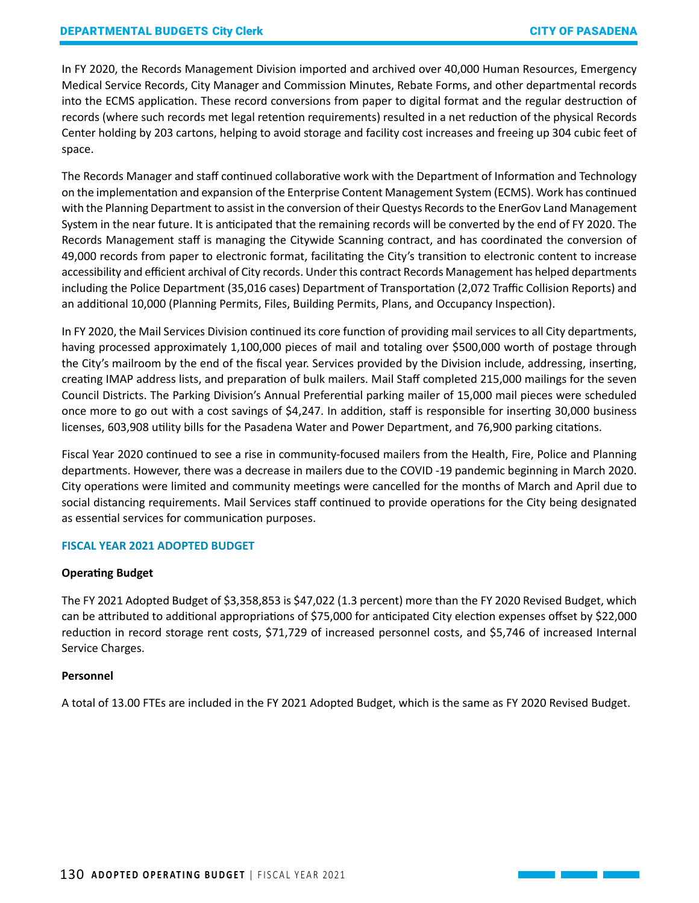In FY 2020, the Records Management Division imported and archived over 40,000 Human Resources, Emergency Medical Service Records, City Manager and Commission Minutes, Rebate Forms, and other departmental records into the ECMS application. These record conversions from paper to digital format and the regular destruction of records (where such records met legal retention requirements) resulted in a net reduction of the physical Records Center holding by 203 cartons, helping to avoid storage and facility cost increases and freeing up 304 cubic feet of space.

The Records Manager and staff continued collaborative work with the Department of Information and Technology on the implementation and expansion of the Enterprise Content Management System (ECMS). Work has continued with the Planning Department to assist in the conversion of their Questys Records to the EnerGov Land Management System in the near future. It is anticipated that the remaining records will be converted by the end of FY 2020. The Records Management staff is managing the Citywide Scanning contract, and has coordinated the conversion of 49,000 records from paper to electronic format, facilitating the City's transition to electronic content to increase accessibility and efficient archival of City records. Under this contract Records Management has helped departments including the Police Department (35,016 cases) Department of Transportation (2,072 Traffic Collision Reports) and an additional 10,000 (Planning Permits, Files, Building Permits, Plans, and Occupancy Inspection).

In FY 2020, the Mail Services Division continued its core function of providing mail services to all City departments, having processed approximately 1,100,000 pieces of mail and totaling over $500,000 worth of postage through the City's mailroom by the end of the fiscal year. Services provided by the Division include, addressing, inserting, creating IMAP address lists, and preparation of bulk mailers. Mail Staff completed 215,000 mailings for the seven Council Districts. The Parking Division's Annual Preferential parking mailer of 15,000 mail pieces were scheduled once more to go out with a cost savings of $4,247. In addition, staff is responsible for inserting 30,000 business licenses, 603,908 utility bills for the Pasadena Water and Power Department, and 76,900 parking citations.

Fiscal Year 2020 continued to see a rise in community-focused mailers from the Health, Fire, Police and Planning departments. However, there was a decrease in mailers due to the COVID -19 pandemic beginning in March 2020. City operations were limited and community meetings were cancelled for the months of March and April due to social distancing requirements. Mail Services staff continued to provide operations for the City being designated as essential services for communication purposes.

## FISCAL YEAR 2021 ADOPTED BUDGET

### Operating Budget

The FY 2021 Adopted Budget of $3,358,853 is $47,022 (1.3 percent) more than the FY 2020 Revised Budget, which can be attributed to additional appropriations of $75,000 for anticipated City election expenses offset by $22,000 reduction in record storage rent costs, $71,729 of increased personnel costs, and $5,746 of increased Internal Service Charges.

### Personnel

A total of 13.00 FTEs are included in the FY 2021 Adopted Budget, which is the same as FY 2020 Revised Budget.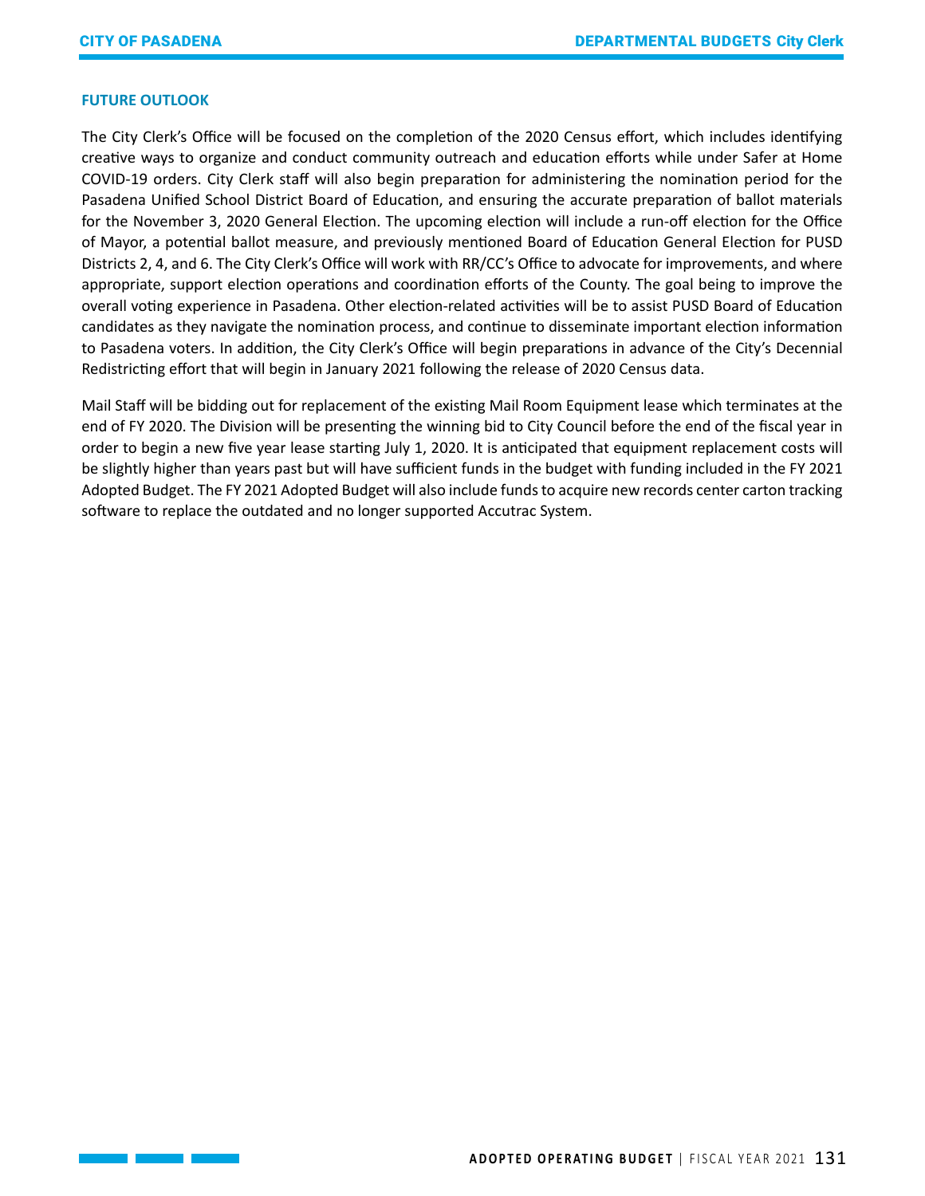## FUTURE OUTLOOK

The City Clerk's Office will be focused on the completion of the 2020 Census effort, which includes identifying creative ways to organize and conduct community outreach and education efforts while under Safer at Home COVID-19 orders. City Clerk staff will also begin preparation for administering the nomination period for the Pasadena Unified School District Board of Education, and ensuring the accurate preparation of ballot materials for the November 3, 2020 General Election. The upcoming election will include a run-off election for the Office of Mayor, a potential ballot measure, and previously mentioned Board of Education General Election for PUSD Districts 2, 4, and 6. The City Clerk's Office will work with RR/CC's Office to advocate for improvements, and where appropriate, support election operations and coordination efforts of the County. The goal being to improve the overall voting experience in Pasadena. Other election-related activities will be to assist PUSD Board of Education candidates as they navigate the nomination process, and continue to disseminate important election information to Pasadena voters. In addition, the City Clerk's Office will begin preparations in advance of the City's Decennial Redistricting effort that will begin in January 2021 following the release of 2020 Census data.

Mail Staff will be bidding out for replacement of the existing Mail Room Equipment lease which terminates at the end of FY 2020. The Division will be presenting the winning bid to City Council before the end of the fiscal year in order to begin a new five year lease starting July 1, 2020. It is anticipated that equipment replacement costs will be slightly higher than years past but will have sufficient funds in the budget with funding included in the FY 2021 Adopted Budget. The FY 2021 Adopted Budget will also include funds to acquire new records center carton tracking software to replace the outdated and no longer supported Accutrac System.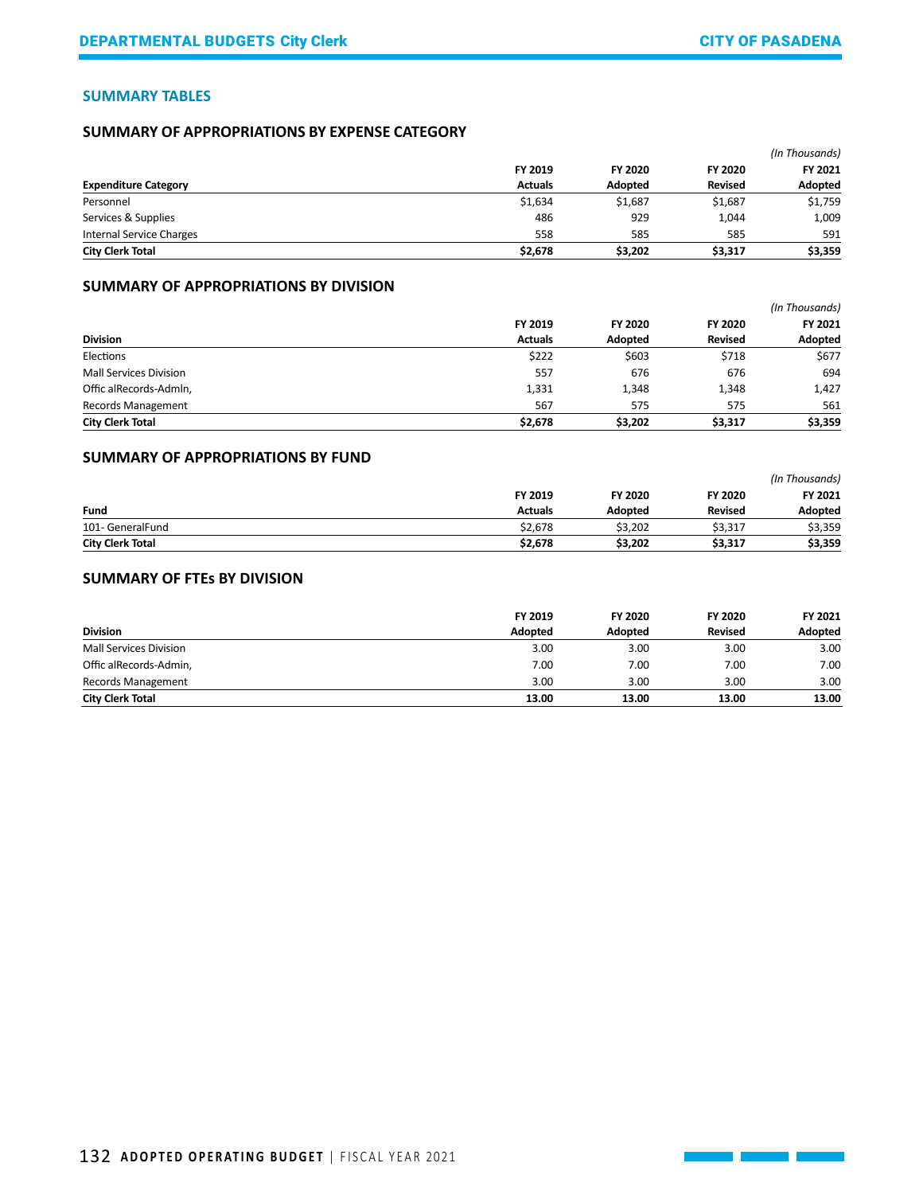## SUMMARY TABLES

### SUMMARY OF APPROPRIATIONS BY EXPENSE CATEGORY

*(In Thousands)*

| Expenditure Category | FY 2019 Actuals | FY 2020 Adopted | FY 2020 Revised | FY 2021 Adopted |
|---|---|---|---|---|
| Personnel | $1,634 | $1,687 | $1,687 | $1,759 |
| Services & Supplies | 486 | 929 | 1,044 | 1,009 |
| Internal Service Charges | 558 | 585 | 585 | 591 |
| **City Clerk Total** | **$2,678** | **$3,202** | **$3,317** | **$3,359** |

### SUMMARY OF APPROPRIATIONS BY DIVISION

*(In Thousands)*

| Division | FY 2019 Actuals | FY 2020 Adopted | FY 2020 Revised | FY 2021 Adopted |
|---|---|---|---|---|
| Elections | $222 | $603 | $718 | $677 |
| Mall Services Division | 557 | 676 | 676 | 694 |
| Offic alRecords-Admln, | 1,331 | 1,348 | 1,348 | 1,427 |
| Records Management | 567 | 575 | 575 | 561 |
| **City Clerk Total** | **$2,678** | **$3,202** | **$3,317** | **$3,359** |

### SUMMARY OF APPROPRIATIONS BY FUND

*(In Thousands)*

| Fund | FY 2019 Actuals | FY 2020 Adopted | FY 2020 Revised | FY 2021 Adopted |
|---|---|---|---|---|
| 101- GeneralFund | $2,678 | $3,202 | $3,317 | $3,359 |
| **City Clerk Total** | **$2,678** | **$3,202** | **$3,317** | **$3,359** |

### SUMMARY OF FTEs BY DIVISION

| Division | FY 2019 Adopted | FY 2020 Adopted | FY 2020 Revised | FY 2021 Adopted |
|---|---|---|---|---|
| Mall Services Division | 3.00 | 3.00 | 3.00 | 3.00 |
| Offic alRecords-Admin, | 7.00 | 7.00 | 7.00 | 7.00 |
| Records Management | 3.00 | 3.00 | 3.00 | 3.00 |
| **City Clerk Total** | **13.00** | **13.00** | **13.00** | **13.00** |